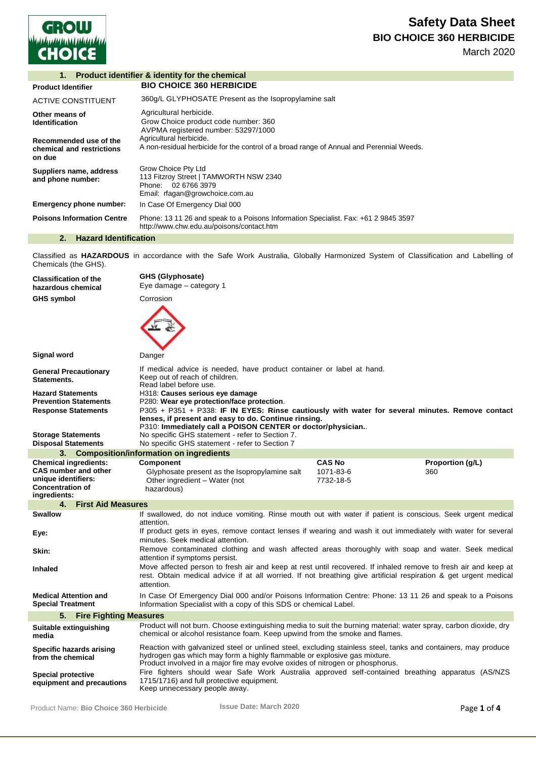# Safety Data Sheet

## BIO CHOICE 360 HERBICIDE

March 2020

### 1. Product identifier & identity for the chemical

| | |
|---|---|
| **Product Identifier** | **BIO CHOICE 360 HERBICIDE** |
| ACTIVE CONSTITUENT | 360g/L GLYPHOSATE Present as the Isopropylamine salt |
| **Other means of Identification** | Agricultural herbicide.<br>Grow Choice product code number: 360<br>AVPMA registered number: 53297/1000 |
| **Recommended use of the chemical and restrictions on due** | Agricultural herbicide.<br>A non-residual herbicide for the control of a broad range of Annual and Perennial Weeds. |
| **Suppliers name, address and phone number:** | Grow Choice Pty Ltd<br>113 Fitzroy Street \| TAMWORTH NSW 2340<br>Phone: 02 6766 3979<br>Email: rfagan@growchoice.com.au |
| **Emergency phone number:** | In Case Of Emergency Dial 000 |
| **Poisons Information Centre** | Phone: 13 11 26 and speak to a Poisons Information Specialist. Fax: +61 2 9845 3597<br>http://www.chw.edu.au/poisons/contact.htm |

### 2. Hazard Identification

Classified as **HAZARDOUS** in accordance with the Safe Work Australia, Globally Harmonized System of Classification and Labelling of Chemicals (the GHS).

| | |
|---|---|
| **Classification of the hazardous chemical** | **GHS (Glyphosate)**<br>Eye damage – category 1 |
| **GHS symbol** | Corrosion |
| **Signal word** | Danger |
| **General Precautionary Statements.** | If medical advice is needed, have product container or label at hand.<br>Keep out of reach of children.<br>Read label before use. |
| **Hazard Statements** | H318: **Causes serious eye damage** |
| **Prevention Statements** | P280: **Wear eye protection/face protection**. |
| **Response Statements** | P305 + P351 + P338: **IF IN EYES: Rinse cautiously with water for several minutes. Remove contact lenses, if present and easy to do. Continue rinsing.**<br>P310: **Immediately call a POISON CENTER or doctor/physician.**. |
| **Storage Statements** | No specific GHS statement - refer to Section 7. |
| **Disposal Statements** | No specific GHS statement - refer to Section 7 |

### 3. Composition/information on ingredients

| **Chemical ingredients: CAS number and other unique identifiers: Concentration of ingredients:** | **Component** | **CAS No** | **Proportion (g/L)** |
|---|---|---|---|
| | Glyphosate present as the Isopropylamine salt | 1071-83-6 | 360 |
| | Other ingredient – Water (not hazardous) | 7732-18-5 | |

### 4. First Aid Measures

| | |
|---|---|
| **Swallow** | If swallowed, do not induce vomiting. Rinse mouth out with water if patient is conscious. Seek urgent medical attention. |
| **Eye:** | If product gets in eyes, remove contact lenses if wearing and wash it out immediately with water for several minutes. Seek medical attention. |
| **Skin:** | Remove contaminated clothing and wash affected areas thoroughly with soap and water. Seek medical attention if symptoms persist. |
| **Inhaled** | Move affected person to fresh air and keep at rest until recovered. If inhaled remove to fresh air and keep at rest. Obtain medical advice if at all worried. If not breathing give artificial respiration & get urgent medical attention. |
| **Medical Attention and Special Treatment** | In Case Of Emergency Dial 000 and/or Poisons Information Centre: Phone: 13 11 26 and speak to a Poisons Information Specialist with a copy of this SDS or chemical Label. |

### 5. Fire Fighting Measures

| | |
|---|---|
| **Suitable extinguishing media** | Product will not burn. Choose extinguishing media to suit the burning material: water spray, carbon dioxide, dry chemical or alcohol resistance foam. Keep upwind from the smoke and flames. |
| **Specific hazards arising from the chemical** | Reaction with galvanized steel or unlined steel, excluding stainless steel, tanks and containers, may produce hydrogen gas which may form a highly flammable or explosive gas mixture.<br>Product involved in a major fire may evolve oxides of nitrogen or phosphorus. |
| **Special protective equipment and precautions** | Fire fighters should wear Safe Work Australia approved self-contained breathing apparatus (AS/NZS 1715/1716) and full protective equipment.<br>Keep unnecessary people away. |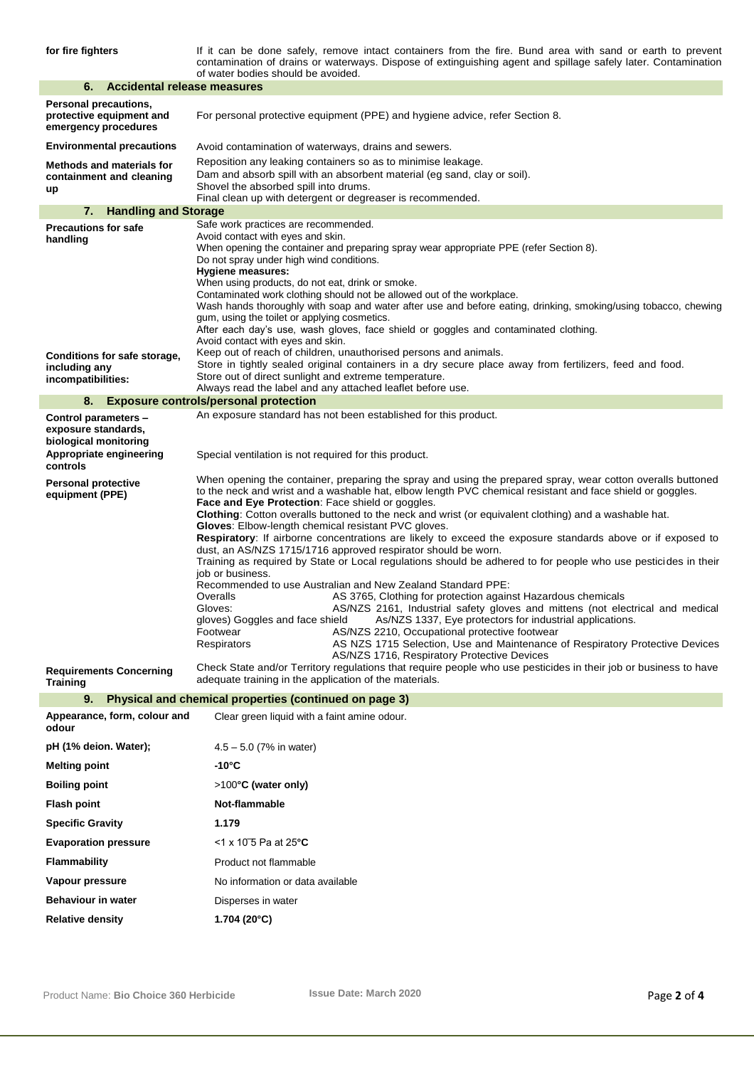| | |
|---|---|
| **for fire fighters** | If it can be done safely, remove intact containers from the fire. Bund area with sand or earth to prevent contamination of drains or waterways. Dispose of extinguishing agent and spillage safely later. Contamination of water bodies should be avoided. |

## 6. Accidental release measures

| | |
|---|---|
| **Personal precautions, protective equipment and emergency procedures** | For personal protective equipment (PPE) and hygiene advice, refer Section 8. |
| **Environmental precautions** | Avoid contamination of waterways, drains and sewers. |
| **Methods and materials for containment and cleaning up** | Reposition any leaking containers so as to minimise leakage.<br>Dam and absorb spill with an absorbent material (eg sand, clay or soil).<br>Shovel the absorbed spill into drums.<br>Final clean up with detergent or degreaser is recommended. |

## 7. Handling and Storage

| | |
|---|---|
| **Precautions for safe handling** | Safe work practices are recommended.<br>Avoid contact with eyes and skin.<br>When opening the container and preparing spray wear appropriate PPE (refer Section 8).<br>Do not spray under high wind conditions.<br>**Hygiene measures:**<br>When using products, do not eat, drink or smoke.<br>Contaminated work clothing should not be allowed out of the workplace.<br>Wash hands thoroughly with soap and water after use and before eating, drinking, smoking/using tobacco, chewing gum, using the toilet or applying cosmetics.<br>After each day's use, wash gloves, face shield or goggles and contaminated clothing.<br>Avoid contact with eyes and skin. |
| **Conditions for safe storage, including any incompatibilities:** | Keep out of reach of children, unauthorised persons and animals.<br>Store in tightly sealed original containers in a dry secure place away from fertilizers, feed and food.<br>Store out of direct sunlight and extreme temperature.<br>Always read the label and any attached leaflet before use. |

## 8. Exposure controls/personal protection

| | |
|---|---|
| **Control parameters – exposure standards, biological monitoring** | An exposure standard has not been established for this product. |
| **Appropriate engineering controls** | Special ventilation is not required for this product. |
| **Personal protective equipment (PPE)** | When opening the container, preparing the spray and using the prepared spray, wear cotton overalls buttoned to the neck and wrist and a washable hat, elbow length PVC chemical resistant and face shield or goggles.<br>**Face and Eye Protection**: Face shield or goggles.<br>**Clothing**: Cotton overalls buttoned to the neck and wrist (or equivalent clothing) and a washable hat.<br>**Gloves**: Elbow-length chemical resistant PVC gloves.<br>**Respiratory**: If airborne concentrations are likely to exceed the exposure standards above or if exposed to dust, an AS/NZS 1715/1716 approved respirator should be worn.<br>Training as required by State or Local regulations should be adhered to for people who use pesticides in their job or business.<br>Recommended to use Australian and New Zealand Standard PPE:<br>Overalls: AS 3765, Clothing for protection against Hazardous chemicals<br>Gloves: AS/NZS 2161, Industrial safety gloves and mittens (not electrical and medical gloves)<br>Goggles and face shield: As/NZS 1337, Eye protectors for industrial applications.<br>Footwear: AS/NZS 2210, Occupational protective footwear<br>Respirators: AS NZS 1715 Selection, Use and Maintenance of Respiratory Protective Devices AS/NZS 1716, Respiratory Protective Devices |
| **Requirements Concerning Training** | Check State and/or Territory regulations that require people who use pesticides in their job or business to have adequate training in the application of the materials. |

## 9. Physical and chemical properties (continued on page 3)

| | |
|---|---|
| **Appearance, form, colour and odour** | Clear green liquid with a faint amine odour. |
| **pH (1% deion. Water);** | 4.5 – 5.0 (7% in water) |
| **Melting point** | **-10°C** |
| **Boiling point** | >100**°C (water only)** |
| **Flash point** | **Not-flammable** |
| **Specific Gravity** | **1.179** |
| **Evaporation pressure** | <1 x $10^{-5}$ Pa at 25**°C** |
| **Flammability** | Product not flammable |
| **Vapour pressure** | No information or data available |
| **Behaviour in water** | Disperses in water |
| **Relative density** | **1.704 (20°C)** |

Product Name: **Bio Choice 360 Herbicide** **Issue Date: March 2020**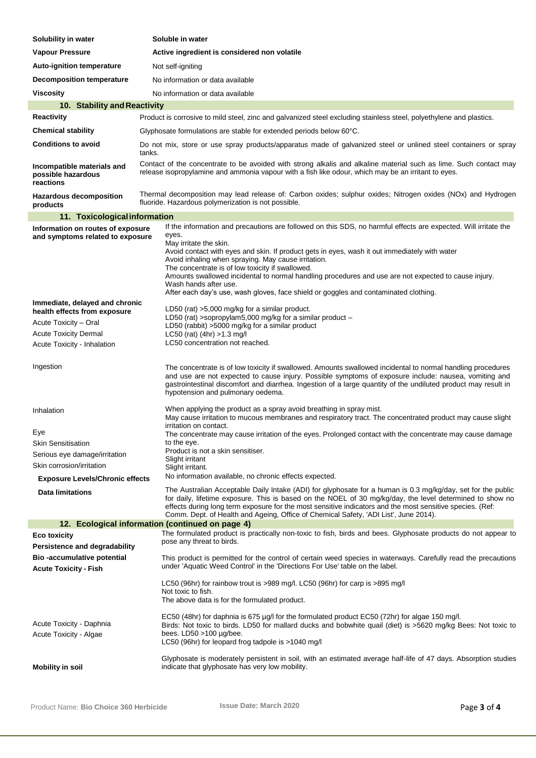| | |
|---|---|
| **Solubility in water** | **Soluble in water** |
| **Vapour Pressure** | **Active ingredient is considered non volatile** |
| **Auto-ignition temperature** | Not self-igniting |
| **Decomposition temperature** | No information or data available |
| **Viscosity** | No information or data available |

## 10. Stability and Reactivity

| | |
|---|---|
| **Reactivity** | Product is corrosive to mild steel, zinc and galvanized steel excluding stainless steel, polyethylene and plastics. |
| **Chemical stability** | Glyphosate formulations are stable for extended periods below 60°C. |
| **Conditions to avoid** | Do not mix, store or use spray products/apparatus made of galvanized steel or unlined steel containers or spray tanks. |
| **Incompatible materials and possible hazardous reactions** | Contact of the concentrate to be avoided with strong alkalis and alkaline material such as lime. Such contact may release isopropylamine and ammonia vapour with a fish like odour, which may be an irritant to eyes. |
| **Hazardous decomposition products** | Thermal decomposition may lead release of: Carbon oxides; sulphur oxides; Nitrogen oxides (NOx) and Hydrogen fluoride. Hazardous polymerization is not possible. |

## 11. Toxicological information

| | |
|---|---|
| **Information on routes of exposure and symptoms related to exposure** | If the information and precautions are followed on this SDS, no harmful effects are expected. Will irritate the eyes.<br>May irritate the skin.<br>Avoid contact with eyes and skin. If product gets in eyes, wash it out immediately with water<br>Avoid inhaling when spraying. May cause irritation.<br>The concentrate is of low toxicity if swallowed.<br>Amounts swallowed incidental to normal handling procedures and use are not expected to cause injury.<br>Wash hands after use.<br>After each day's use, wash gloves, face shield or goggles and contaminated clothing. |
| **Immediate, delayed and chronic health effects from exposure**<br>Acute Toxicity – Oral<br>Acute Toxicity Dermal<br>Acute Toxicity - Inhalation | LD50 (rat) >5,000 mg/kg for a similar product.<br>LD50 (rat) >sopropylam5,000 mg/kg for a similar product –<br>LD50 (rabbit) >5000 mg/kg for a similar product<br>LC50 (rat) (4hr) >1.3 mg/l<br>LC50 concentration not reached. |
| Ingestion | The concentrate is of low toxicity if swallowed. Amounts swallowed incidental to normal handling procedures and use are not expected to cause injury. Possible symptoms of exposure include: nausea, vomiting and gastrointestinal discomfort and diarrhea. Ingestion of a large quantity of the undiluted product may result in hypotension and pulmonary oedema. |
| Inhalation | When applying the product as a spray avoid breathing in spray mist.<br>May cause irritation to mucous membranes and respiratory tract. The concentrated product may cause slight irritation on contact. |
| Eye | The concentrate may cause irritation of the eyes. Prolonged contact with the concentrate may cause damage to the eye. |
| Skin Sensitisation | Product is not a skin sensitiser. |
| Serious eye damage/irritation | Slight irritant |
| Skin corrosion/irritation | Slight irritant. |
| **Exposure Levels/Chronic effects** | No information available, no chronic effects expected. |
| **Data limitations** | The Australian Acceptable Daily Intake (ADI) for glyphosate for a human is 0.3 mg/kg/day, set for the public for daily, lifetime exposure. This is based on the NOEL of 30 mg/kg/day, the level determined to show no effects during long term exposure for the most sensitive indicators and the most sensitive species. (Ref: Comm. Dept. of Health and Ageing, Office of Chemical Safety, 'ADI List', June 2014). |

## 12. Ecological information (continued on page 4)

| | |
|---|---|
| **Eco toxicity**<br>**Persistence and degradability**<br>**Bio -accumulative potential**<br>**Acute Toxicity - Fish** | The formulated product is practically non-toxic to fish, birds and bees. Glyphosate products do not appear to pose any threat to birds.<br><br>This product is permitted for the control of certain weed species in waterways. Carefully read the precautions under 'Aquatic Weed Control' in the 'Directions For Use' table on the label.<br><br>LC50 (96hr) for rainbow trout is >989 mg/l. LC50 (96hr) for carp is >895 mg/l<br>Not toxic to fish.<br>The above data is for the formulated product. |
| Acute Toxicity - Daphnia<br>Acute Toxicity - Algae | EC50 (48hr) for daphnia is 675 µg/l for the formulated product EC50 (72hr) for algae 150 mg/l.<br>Birds: Not toxic to birds. LD50 for mallard ducks and bobwhite quail (diet) is >5620 mg/kg Bees: Not toxic to bees. LD50 >100 µg/bee.<br>LC50 (96hr) for leopard frog tadpole is >1040 mg/l |
| **Mobility in soil** | Glyphosate is moderately persistent in soil, with an estimated average half-life of 47 days. Absorption studies indicate that glyphosate has very low mobility. |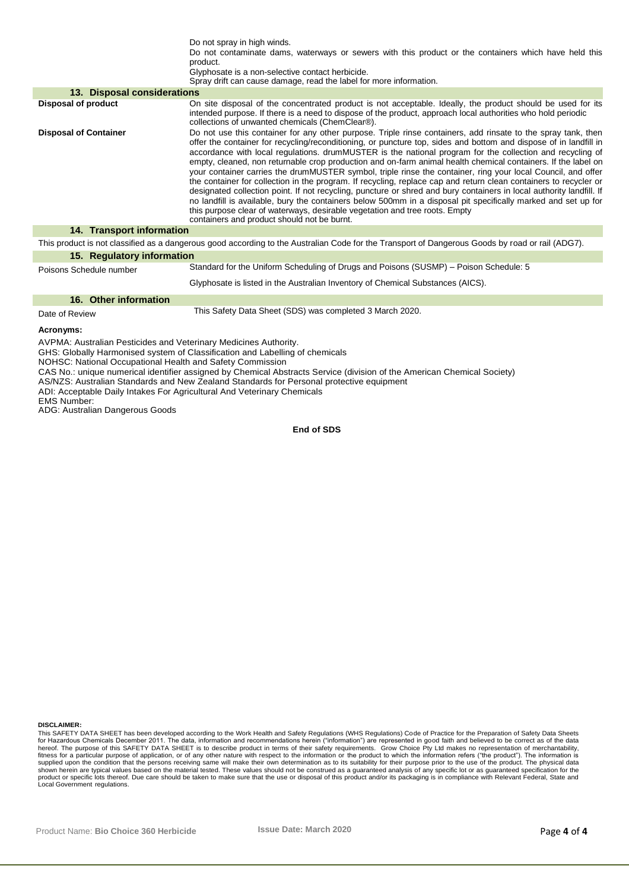| | |
|---|---|
| | Do not spray in high winds.<br>Do not contaminate dams, waterways or sewers with this product or the containers which have held this product.<br>Glyphosate is a non-selective contact herbicide.<br>Spray drift can cause damage, read the label for more information. |

## 13. Disposal considerations

| | |
|---|---|
| **Disposal of product** | On site disposal of the concentrated product is not acceptable. Ideally, the product should be used for its intended purpose. If there is a need to dispose of the product, approach local authorities who hold periodic collections of unwanted chemicals (ChemClear®). |
| **Disposal of Container** | Do not use this container for any other purpose. Triple rinse containers, add rinsate to the spray tank, then offer the container for recycling/reconditioning, or puncture top, sides and bottom and dispose of in landfill in accordance with local regulations. drumMUSTER is the national program for the collection and recycling of empty, cleaned, non returnable crop production and on-farm animal health chemical containers. If the label on your container carries the drumMUSTER symbol, triple rinse the container, ring your local Council, and offer the container for collection in the program. If recycling, replace cap and return clean containers to recycler or designated collection point. If not recycling, puncture or shred and bury containers in local authority landfill. If no landfill is available, bury the containers below 500mm in a disposal pit specifically marked and set up for this purpose clear of waterways, desirable vegetation and tree roots. Empty containers and product should not be burnt. |

## 14. Transport information

This product is not classified as a dangerous good according to the Australian Code for the Transport of Dangerous Goods by road or rail (ADG7).

## 15. Regulatory information

| | |
|---|---|
| Poisons Schedule number | Standard for the Uniform Scheduling of Drugs and Poisons (SUSMP) – Poison Schedule: 5 |
| | Glyphosate is listed in the Australian Inventory of Chemical Substances (AICS). |

## 16. Other information

| | |
|---|---|
| Date of Review | This Safety Data Sheet (SDS) was completed 3 March 2020. |

**Acronyms:**

AVPMA: Australian Pesticides and Veterinary Medicines Authority.
GHS: Globally Harmonised system of Classification and Labelling of chemicals
NOHSC: National Occupational Health and Safety Commission
CAS No.: unique numerical identifier assigned by Chemical Abstracts Service (division of the American Chemical Society)
AS/NZS: Australian Standards and New Zealand Standards for Personal protective equipment
ADI: Acceptable Daily Intakes For Agricultural And Veterinary Chemicals
EMS Number:
ADG: Australian Dangerous Goods

**End of SDS**

**DISCLAIMER:**
This SAFETY DATA SHEET has been developed according to the Work Health and Safety Regulations (WHS Regulations) Code of Practice for the Preparation of Safety Data Sheets for Hazardous Chemicals December 2011. The data, information and recommendations herein ("information") are represented in good faith and believed to be correct as of the data hereof. The purpose of this SAFETY DATA SHEET is to describe product in terms of their safety requirements. Grow Choice Pty Ltd makes no representation of merchantability, fitness for a particular purpose of application, or of any other nature with respect to the information or the product to which the information refers ("the product"). The information is supplied upon the condition that the persons receiving same will make their own determination as to its suitability for their purpose prior to the use of the product. The physical data shown herein are typical values based on the material tested. These values should not be construed as a guaranteed analysis of any specific lot or as guaranteed specification for the product or specific lots thereof. Due care should be taken to make sure that the use or disposal of this product and/or its packaging is in compliance with Relevant Federal, State and Local Government regulations.

Product Name: **Bio Choice 360 Herbicide** **Issue Date: March 2020**